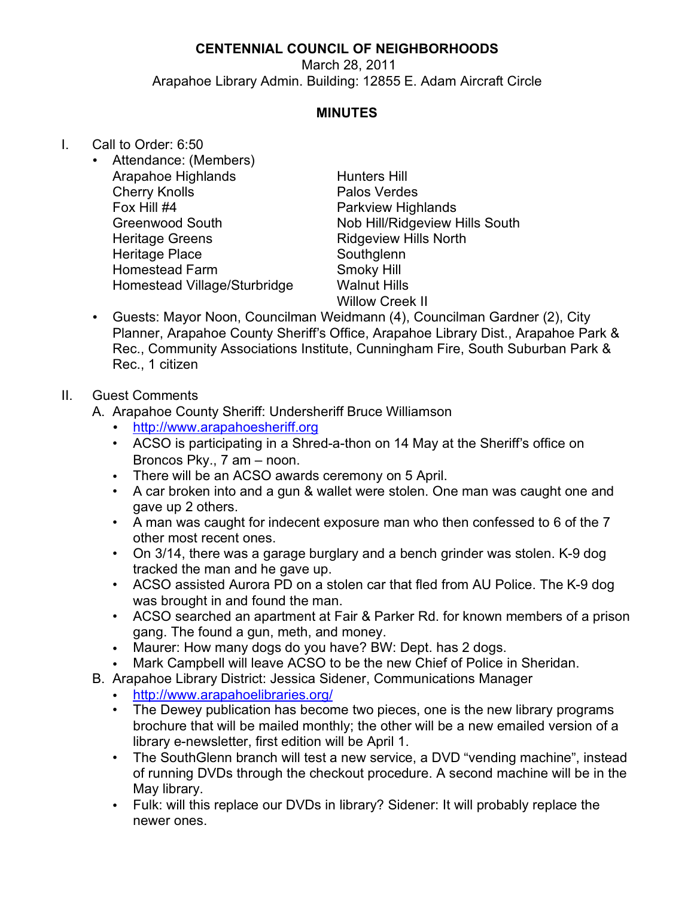**CENTENNIAL COUNCIL OF NEIGHBORHOODS**

March 28, 2011

Arapahoe Library Admin. Building: 12855 E. Adam Aircraft Circle

**MINUTES**

I. Call to Order: 6:50
   - Attendance: (Members)

     | | |
     |---|---|
     | Arapahoe Highlands | Hunters Hill |
     | Cherry Knolls | Palos Verdes |
     | Fox Hill #4 | Parkview Highlands |
     | Greenwood South | Nob Hill/Ridgeview Hills South |
     | Heritage Greens | Ridgeview Hills North |
     | Heritage Place | Southglenn |
     | Homestead Farm | Smoky Hill |
     | Homestead Village/Sturbridge | Walnut Hills |
     | | Willow Creek II |

   - Guests: Mayor Noon, Councilman Weidmann (4), Councilman Gardner (2), City Planner, Arapahoe County Sheriff's Office, Arapahoe Library Dist., Arapahoe Park & Rec., Community Associations Institute, Cunningham Fire, South Suburban Park & Rec., 1 citizen

II. Guest Comments

   A. Arapahoe County Sheriff: Undersheriff Bruce Williamson
      - http://www.arapahoesheriff.org
      - ACSO is participating in a Shred-a-thon on 14 May at the Sheriff's office on Broncos Pky., 7 am – noon.
      - There will be an ACSO awards ceremony on 5 April.
      - A car broken into and a gun & wallet were stolen. One man was caught one and gave up 2 others.
      - A man was caught for indecent exposure man who then confessed to 6 of the 7 other most recent ones.
      - On 3/14, there was a garage burglary and a bench grinder was stolen. K-9 dog tracked the man and he gave up.
      - ACSO assisted Aurora PD on a stolen car that fled from AU Police. The K-9 dog was brought in and found the man.
      - ACSO searched an apartment at Fair & Parker Rd. for known members of a prison gang. The found a gun, meth, and money.
      - Maurer: How many dogs do you have? BW: Dept. has 2 dogs.
      - Mark Campbell will leave ACSO to be the new Chief of Police in Sheridan.

   B. Arapahoe Library District: Jessica Sidener, Communications Manager
      - http://www.arapahoelibraries.org/
      - The Dewey publication has become two pieces, one is the new library programs brochure that will be mailed monthly; the other will be a new emailed version of a library e-newsletter, first edition will be April 1.
      - The SouthGlenn branch will test a new service, a DVD "vending machine", instead of running DVDs through the checkout procedure. A second machine will be in the May library.
      - Fulk: will this replace our DVDs in library? Sidener: It will probably replace the newer ones.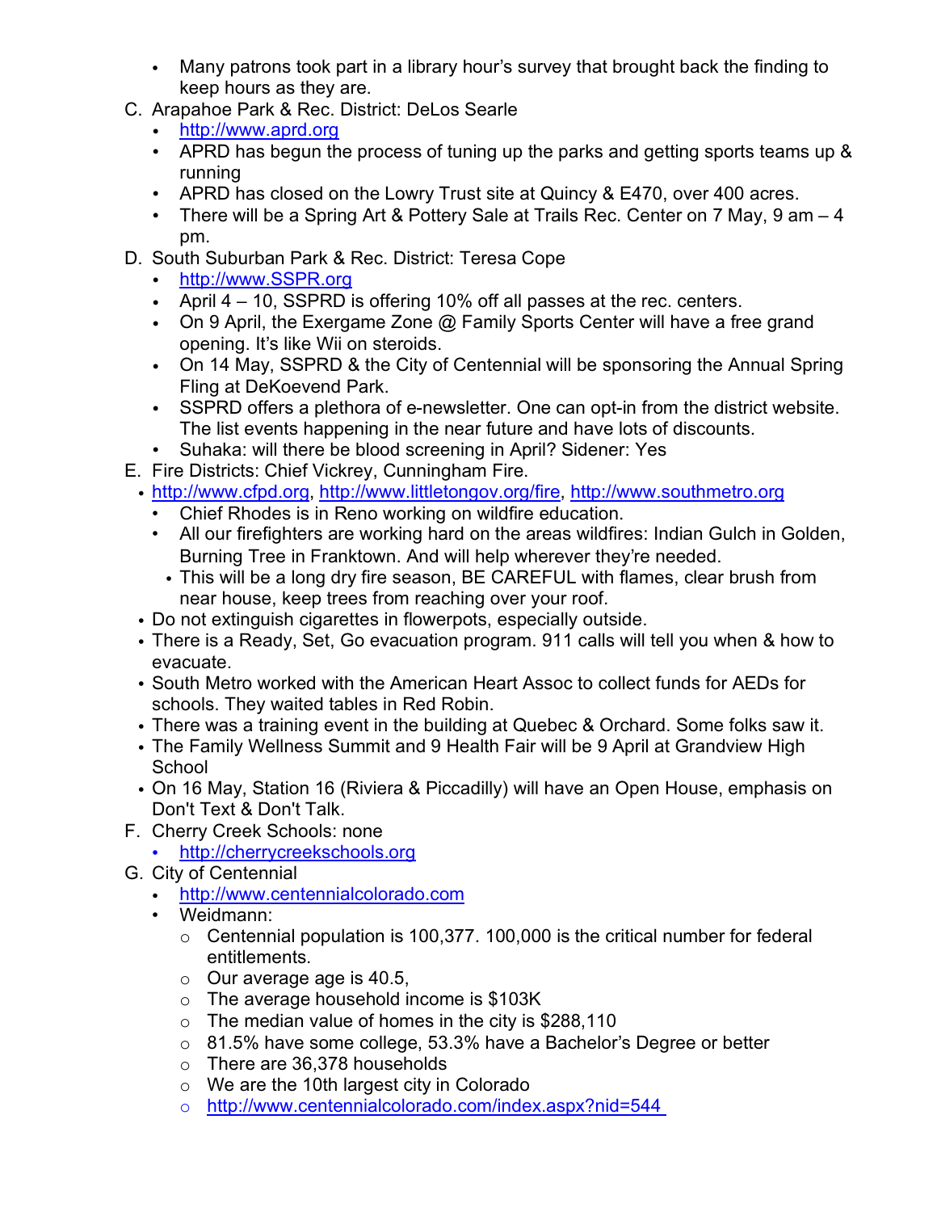- Many patrons took part in a library hour's survey that brought back the finding to keep hours as they are.

C. Arapahoe Park & Rec. District: DeLos Searle
  - http://www.aprd.org
  - APRD has begun the process of tuning up the parks and getting sports teams up & running
  - APRD has closed on the Lowry Trust site at Quincy & E470, over 400 acres.
  - There will be a Spring Art & Pottery Sale at Trails Rec. Center on 7 May, 9 am – 4 pm.

D. South Suburban Park & Rec. District: Teresa Cope
  - http://www.SSPR.org
  - April 4 – 10, SSPRD is offering 10% off all passes at the rec. centers.
  - On 9 April, the Exergame Zone @ Family Sports Center will have a free grand opening. It's like Wii on steroids.
  - On 14 May, SSPRD & the City of Centennial will be sponsoring the Annual Spring Fling at DeKoevend Park.
  - SSPRD offers a plethora of e-newsletter. One can opt-in from the district website. The list events happening in the near future and have lots of discounts.
  - Suhaka: will there be blood screening in April? Sidener: Yes

E. Fire Districts: Chief Vickrey, Cunningham Fire.
  - http://www.cfpd.org, http://www.littletongov.org/fire, http://www.southmetro.org
    - Chief Rhodes is in Reno working on wildfire education.
    - All our firefighters are working hard on the areas wildfires: Indian Gulch in Golden, Burning Tree in Franktown. And will help wherever they're needed.
    - This will be a long dry fire season, BE CAREFUL with flames, clear brush from near house, keep trees from reaching over your roof.
  - Do not extinguish cigarettes in flowerpots, especially outside.
  - There is a Ready, Set, Go evacuation program. 911 calls will tell you when & how to evacuate.
  - South Metro worked with the American Heart Assoc to collect funds for AEDs for schools. They waited tables in Red Robin.
  - There was a training event in the building at Quebec & Orchard. Some folks saw it.
  - The Family Wellness Summit and 9 Health Fair will be 9 April at Grandview High School
  - On 16 May, Station 16 (Riviera & Piccadilly) will have an Open House, emphasis on Don't Text & Don't Talk.

F. Cherry Creek Schools: none
  - http://cherrycreekschools.org

G. City of Centennial
  - http://www.centennialcolorado.com
  - Weidmann:
    - Centennial population is 100,377. 100,000 is the critical number for federal entitlements.
    - Our average age is 40.5,
    - The average household income is $103K
    - The median value of homes in the city is $288,110
    - 81.5% have some college, 53.3% have a Bachelor's Degree or better
    - There are 36,378 households
    - We are the 10th largest city in Colorado
    - http://www.centennialcolorado.com/index.aspx?nid=544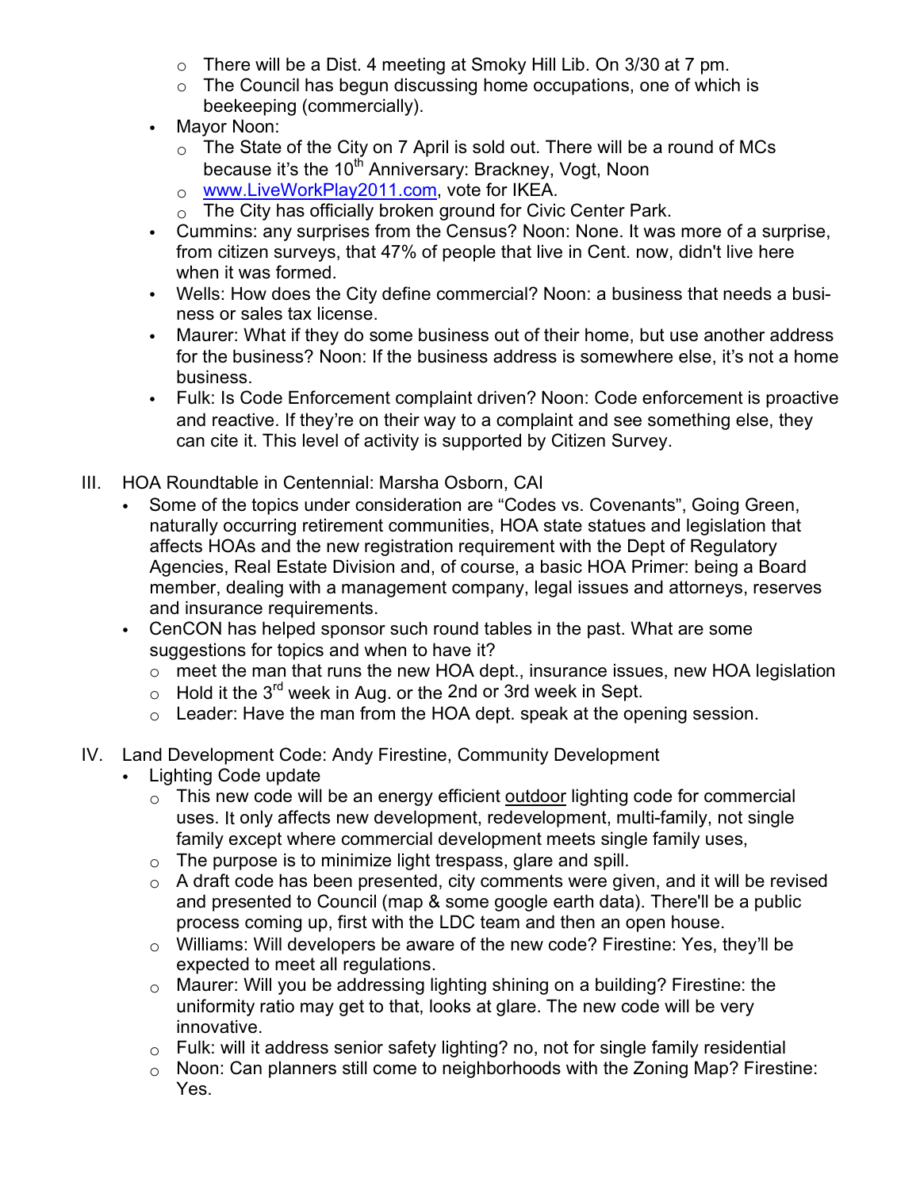- There will be a Dist. 4 meeting at Smoky Hill Lib. On 3/30 at 7 pm.
  - The Council has begun discussing home occupations, one of which is beekeeping (commercially).
- Mayor Noon:
  - The State of the City on 7 April is sold out. There will be a round of MCs because it's the 10th Anniversary: Brackney, Vogt, Noon
  - www.LiveWorkPlay2011.com, vote for IKEA.
  - The City has officially broken ground for Civic Center Park.
- Cummins: any surprises from the Census? Noon: None. It was more of a surprise, from citizen surveys, that 47% of people that live in Cent. now, didn't live here when it was formed.
- Wells: How does the City define commercial? Noon: a business that needs a business or sales tax license.
- Maurer: What if they do some business out of their home, but use another address for the business? Noon: If the business address is somewhere else, it's not a home business.
- Fulk: Is Code Enforcement complaint driven? Noon: Code enforcement is proactive and reactive. If they're on their way to a complaint and see something else, they can cite it. This level of activity is supported by Citizen Survey.

III. HOA Roundtable in Centennial: Marsha Osborn, CAI

- Some of the topics under consideration are "Codes vs. Covenants", Going Green, naturally occurring retirement communities, HOA state statues and legislation that affects HOAs and the new registration requirement with the Dept of Regulatory Agencies, Real Estate Division and, of course, a basic HOA Primer: being a Board member, dealing with a management company, legal issues and attorneys, reserves and insurance requirements.
- CenCON has helped sponsor such round tables in the past. What are some suggestions for topics and when to have it?
  - meet the man that runs the new HOA dept., insurance issues, new HOA legislation
  - Hold it the 3rd week in Aug. or the 2nd or 3rd week in Sept.
  - Leader: Have the man from the HOA dept. speak at the opening session.

IV. Land Development Code: Andy Firestine, Community Development

- Lighting Code update
  - This new code will be an energy efficient outdoor lighting code for commercial uses. It only affects new development, redevelopment, multi-family, not single family except where commercial development meets single family uses,
  - The purpose is to minimize light trespass, glare and spill.
  - A draft code has been presented, city comments were given, and it will be revised and presented to Council (map & some google earth data). There'll be a public process coming up, first with the LDC team and then an open house.
  - Williams: Will developers be aware of the new code? Firestine: Yes, they'll be expected to meet all regulations.
  - Maurer: Will you be addressing lighting shining on a building? Firestine: the uniformity ratio may get to that, looks at glare. The new code will be very innovative.
  - Fulk: will it address senior safety lighting? no, not for single family residential
  - Noon: Can planners still come to neighborhoods with the Zoning Map? Firestine: Yes.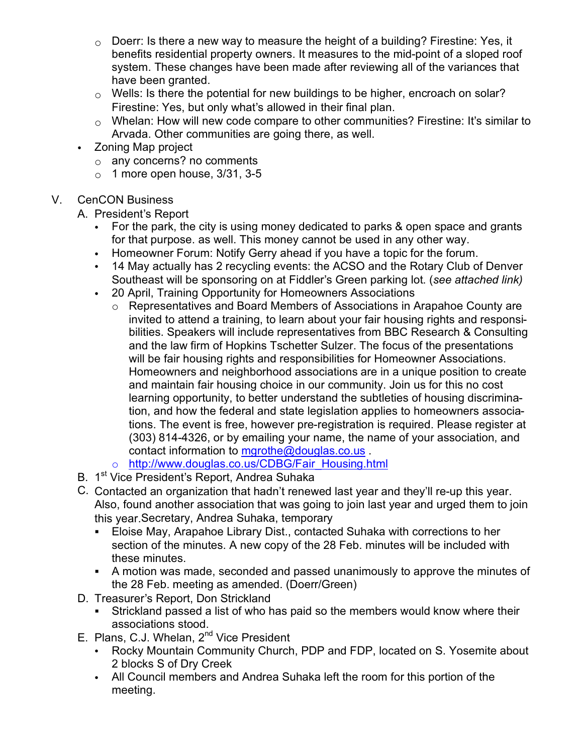- Doerr: Is there a new way to measure the height of a building? Firestine: Yes, it benefits residential property owners. It measures to the mid-point of a sloped roof system. These changes have been made after reviewing all of the variances that have been granted.
- Wells: Is there the potential for new buildings to be higher, encroach on solar? Firestine: Yes, but only what's allowed in their final plan.
- Whelan: How will new code compare to other communities? Firestine: It's similar to Arvada. Other communities are going there, as well.

- Zoning Map project
  - any concerns? no comments
  - 1 more open house, 3/31, 3-5

V. CenCON Business

A. President's Report

- For the park, the city is using money dedicated to parks & open space and grants for that purpose. as well. This money cannot be used in any other way.
- Homeowner Forum: Notify Gerry ahead if you have a topic for the forum.
- 14 May actually has 2 recycling events: the ACSO and the Rotary Club of Denver Southeast will be sponsoring on at Fiddler's Green parking lot. (*see attached link)*
- 20 April, Training Opportunity for Homeowners Associations
  - Representatives and Board Members of Associations in Arapahoe County are invited to attend a training, to learn about your fair housing rights and responsibilities. Speakers will include representatives from BBC Research & Consulting and the law firm of Hopkins Tschetter Sulzer. The focus of the presentations will be fair housing rights and responsibilities for Homeowner Associations. Homeowners and neighborhood associations are in a unique position to create and maintain fair housing choice in our community. Join us for this no cost learning opportunity, to better understand the subtleties of housing discrimination, and how the federal and state legislation applies to homeowners associations. The event is free, however pre-registration is required. Please register at (303) 814-4326, or by emailing your name, the name of your association, and contact information to mgrothe@douglas.co.us .
  - http://www.douglas.co.us/CDBG/Fair_Housing.html

B. 1st Vice President's Report, Andrea Suhaka

C. Contacted an organization that hadn't renewed last year and they'll re-up this year. Also, found another association that was going to join last year and urged them to join this year.Secretary, Andrea Suhaka, temporary

- Eloise May, Arapahoe Library Dist., contacted Suhaka with corrections to her section of the minutes. A new copy of the 28 Feb. minutes will be included with these minutes.
- A motion was made, seconded and passed unanimously to approve the minutes of the 28 Feb. meeting as amended. (Doerr/Green)

D. Treasurer's Report, Don Strickland

- Strickland passed a list of who has paid so the members would know where their associations stood.

E. Plans, C.J. Whelan, 2nd Vice President

- Rocky Mountain Community Church, PDP and FDP, located on S. Yosemite about 2 blocks S of Dry Creek
- All Council members and Andrea Suhaka left the room for this portion of the meeting.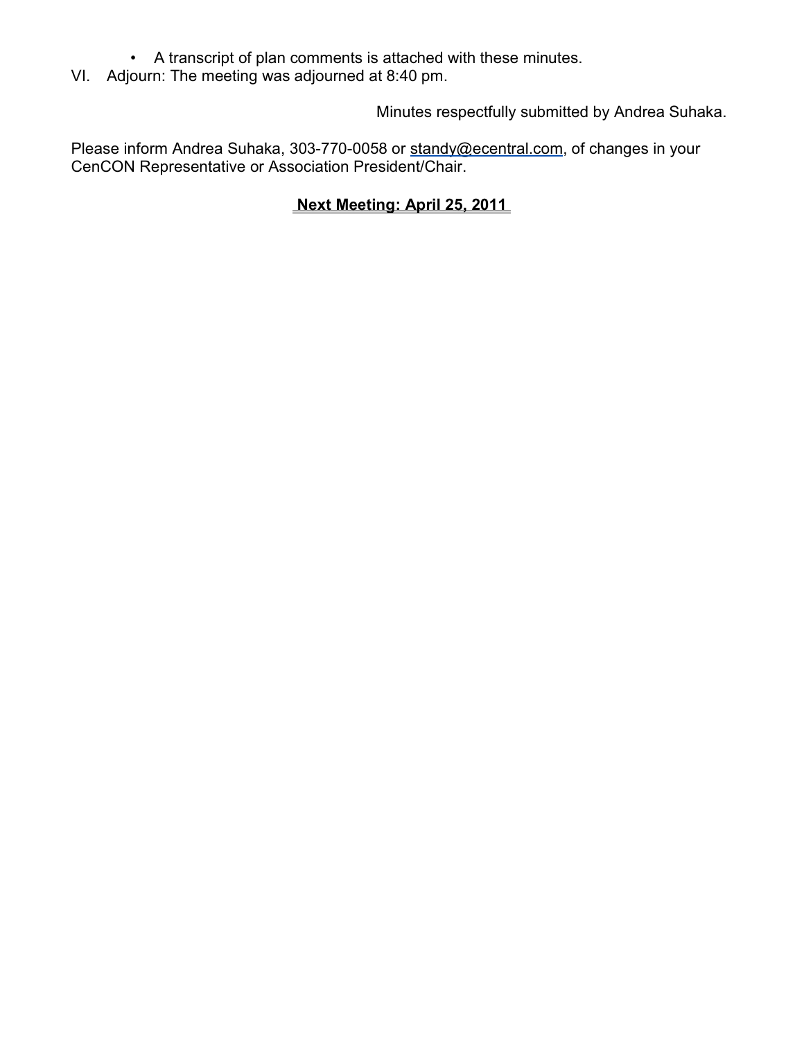- A transcript of plan comments is attached with these minutes.

VI. Adjourn: The meeting was adjourned at 8:40 pm.

Minutes respectfully submitted by Andrea Suhaka.

Please inform Andrea Suhaka, 303-770-0058 or standy@ecentral.com, of changes in your CenCON Representative or Association President/Chair.

**Next Meeting: April 25, 2011**